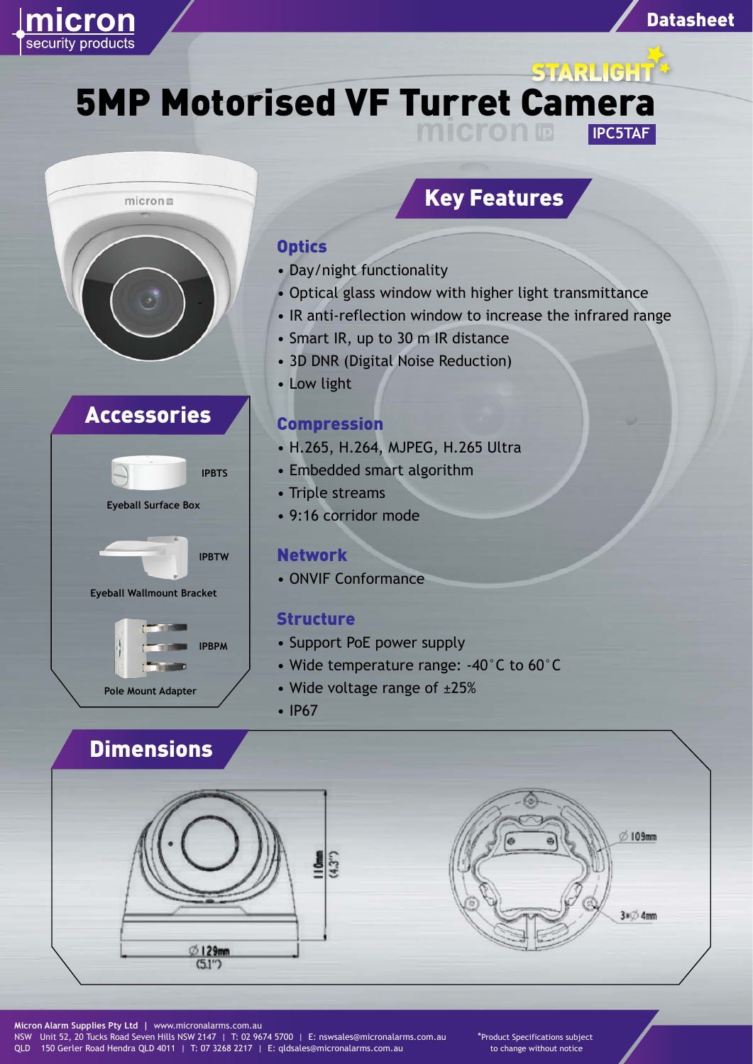micron security products

Datasheet

STARLIGHT

# 5MP Motorised VF Turret Camera

micron ip **IPC5TAF**

## Key Features

### Optics

- Day/night functionality
- Optical glass window with higher light transmittance
- IR anti-reflection window to increase the infrared range
- Smart IR, up to 30 m IR distance
- 3D DNR (Digital Noise Reduction)
- Low light

### Compression

- H.265, H.264, MJPEG, H.265 Ultra
- Embedded smart algorithm
- Triple streams
- 9:16 corridor mode

### Network

- ONVIF Conformance

### Structure

- Support PoE power supply
- Wide temperature range: -40˚C to 60˚C
- Wide voltage range of ±25%
- IP67

## Accessories

**IPBTS**
**Eyeball Surface Box**

**IPBTW**
**Eyeball Wallmount Bracket**

**IPBPM**
**Pole Mount Adapter**

## Dimensions

110mm (4.3")

Ø 129mm (5.1")

Ø 109mm

3×Ø 4mm

**Micron Alarm Supplies Pty Ltd** | www.micronalarms.com.au
NSW Unit 52, 20 Tucks Road Seven Hills NSW 2147 | T: 02 9674 5700 | E: nswsales@micronalarms.com.au
QLD 150 Gerler Road Hendra QLD 4011 | T: 07 3268 2217 | E: qldsales@micronalarms.com.au

*Product Specifications subject to change without notice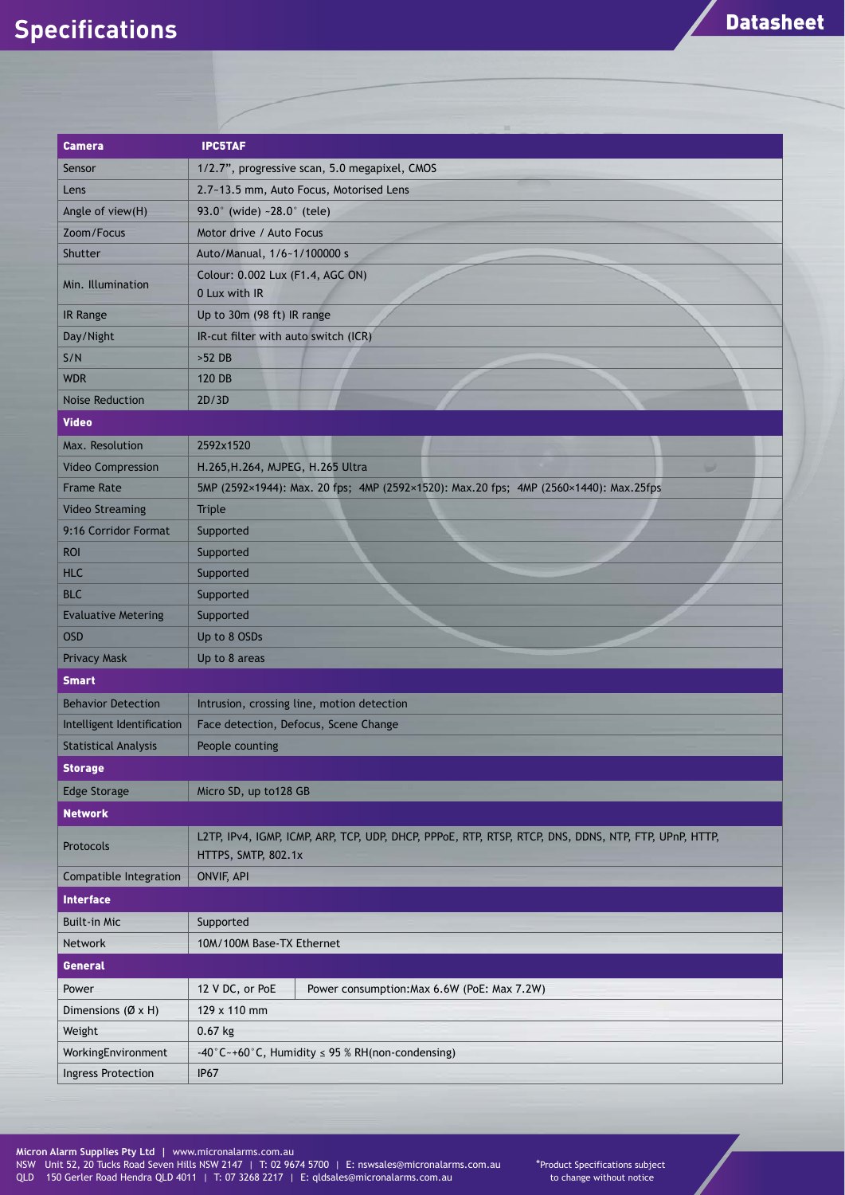# Specifications

Datasheet

| Camera | IPC5TAF | |
|---|---|---|
| Sensor | 1/2.7", progressive scan, 5.0 megapixel, CMOS | |
| Lens | 2.7~13.5 mm, Auto Focus, Motorised Lens | |
| Angle of view(H) | 93.0° (wide) ~28.0° (tele) | |
| Zoom/Focus | Motor drive / Auto Focus | |
| Shutter | Auto/Manual, 1/6~1/100000 s | |
| Min. Illumination | Colour: 0.002 Lux (F1.4, AGC ON)<br>0 Lux with IR | |
| IR Range | Up to 30m (98 ft) IR range | |
| Day/Night | IR-cut filter with auto switch (ICR) | |
| S/N | >52 DB | |
| WDR | 120 DB | |
| Noise Reduction | 2D/3D | |
| **Video** | | |
| Max. Resolution | 2592x1520 | |
| Video Compression | H.265,H.264, MJPEG, H.265 Ultra | |
| Frame Rate | 5MP (2592×1944): Max. 20 fps; 4MP (2592×1520): Max.20 fps; 4MP (2560×1440): Max.25fps | |
| Video Streaming | Triple | |
| 9:16 Corridor Format | Supported | |
| ROI | Supported | |
| HLC | Supported | |
| BLC | Supported | |
| Evaluative Metering | Supported | |
| OSD | Up to 8 OSDs | |
| Privacy Mask | Up to 8 areas | |
| **Smart** | | |
| Behavior Detection | Intrusion, crossing line, motion detection | |
| Intelligent Identification | Face detection, Defocus, Scene Change | |
| Statistical Analysis | People counting | |
| **Storage** | | |
| Edge Storage | Micro SD, up to128 GB | |
| **Network** | | |
| Protocols | L2TP, IPv4, IGMP, ICMP, ARP, TCP, UDP, DHCP, PPPoE, RTP, RTSP, RTCP, DNS, DDNS, NTP, FTP, UPnP, HTTP, HTTPS, SMTP, 802.1x | |
| Compatible Integration | ONVIF, API | |
| **Interface** | | |
| Built-in Mic | Supported | |
| Network | 10M/100M Base-TX Ethernet | |
| **General** | | |
| Power | 12 V DC, or PoE | Power consumption:Max 6.6W (PoE: Max 7.2W) |
| Dimensions (Ø x H) | 129 x 110 mm | |
| Weight | 0.67 kg | |
| WorkingEnvironment | -40°C~+60°C, Humidity ≤ 95 % RH(non-condensing) | |
| Ingress Protection | IP67 | |

**Micron Alarm Supplies Pty Ltd** | www.micronalarms.com.au
NSW Unit 52, 20 Tucks Road Seven Hills NSW 2147 | T: 02 9674 5700 | E: nswsales@micronalarms.com.au
QLD 150 Gerler Road Hendra QLD 4011 | T: 07 3268 2217 | E: qldsales@micronalarms.com.au

*Product Specifications subject to change without notice